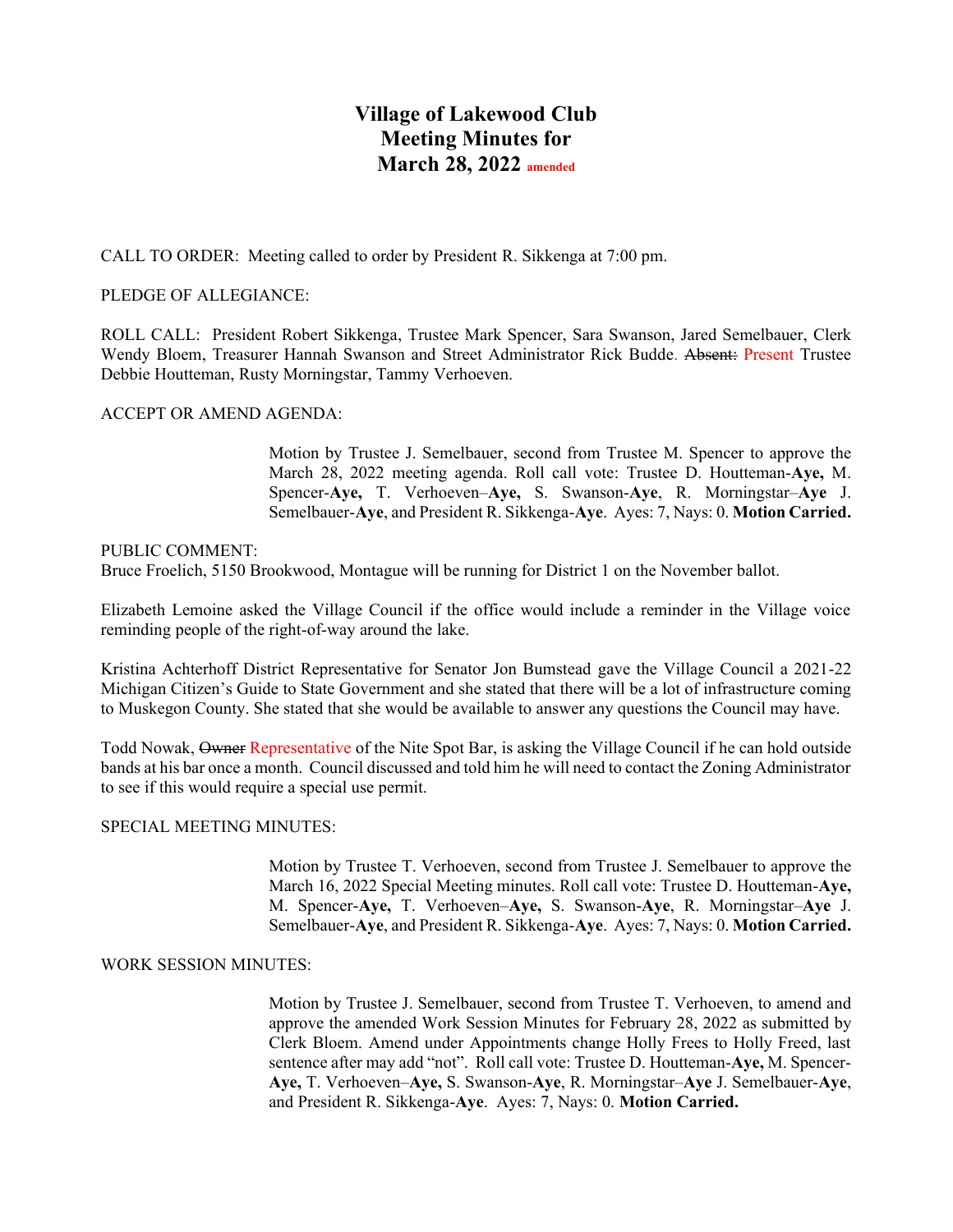# Village of Lakewood Club
# Meeting Minutes for
# March 28, 2022 amended

CALL TO ORDER: Meeting called to order by President R. Sikkenga at 7:00 pm.

PLEDGE OF ALLEGIANCE:

ROLL CALL: President Robert Sikkenga, Trustee Mark Spencer, Sara Swanson, Jared Semelbauer, Clerk Wendy Bloem, Treasurer Hannah Swanson and Street Administrator Rick Budde. ~~Absent:~~ Present Trustee Debbie Houtteman, Rusty Morningstar, Tammy Verhoeven.

ACCEPT OR AMEND AGENDA:

> Motion by Trustee J. Semelbauer, second from Trustee M. Spencer to approve the March 28, 2022 meeting agenda. Roll call vote: Trustee D. Houtteman-**Aye,** M. Spencer-**Aye,** T. Verhoeven–**Aye,** S. Swanson-**Aye**, R. Morningstar–**Aye** J. Semelbauer-**Aye**, and President R. Sikkenga-**Aye**. Ayes: 7, Nays: 0. **Motion Carried.**

PUBLIC COMMENT:
Bruce Froelich, 5150 Brookwood, Montague will be running for District 1 on the November ballot.

Elizabeth Lemoine asked the Village Council if the office would include a reminder in the Village voice reminding people of the right-of-way around the lake.

Kristina Achterhoff District Representative for Senator Jon Bumstead gave the Village Council a 2021-22 Michigan Citizen's Guide to State Government and she stated that there will be a lot of infrastructure coming to Muskegon County. She stated that she would be available to answer any questions the Council may have.

Todd Nowak, ~~Owner~~ Representative of the Nite Spot Bar, is asking the Village Council if he can hold outside bands at his bar once a month. Council discussed and told him he will need to contact the Zoning Administrator to see if this would require a special use permit.

SPECIAL MEETING MINUTES:

> Motion by Trustee T. Verhoeven, second from Trustee J. Semelbauer to approve the March 16, 2022 Special Meeting minutes. Roll call vote: Trustee D. Houtteman-**Aye,** M. Spencer-**Aye,** T. Verhoeven–**Aye,** S. Swanson-**Aye**, R. Morningstar–**Aye** J. Semelbauer-**Aye**, and President R. Sikkenga-**Aye**. Ayes: 7, Nays: 0. **Motion Carried.**

WORK SESSION MINUTES:

> Motion by Trustee J. Semelbauer, second from Trustee T. Verhoeven, to amend and approve the amended Work Session Minutes for February 28, 2022 as submitted by Clerk Bloem. Amend under Appointments change Holly Frees to Holly Freed, last sentence after may add "not". Roll call vote: Trustee D. Houtteman-**Aye,** M. Spencer-**Aye,** T. Verhoeven–**Aye,** S. Swanson-**Aye**, R. Morningstar–**Aye** J. Semelbauer-**Aye**, and President R. Sikkenga-**Aye**. Ayes: 7, Nays: 0. **Motion Carried.**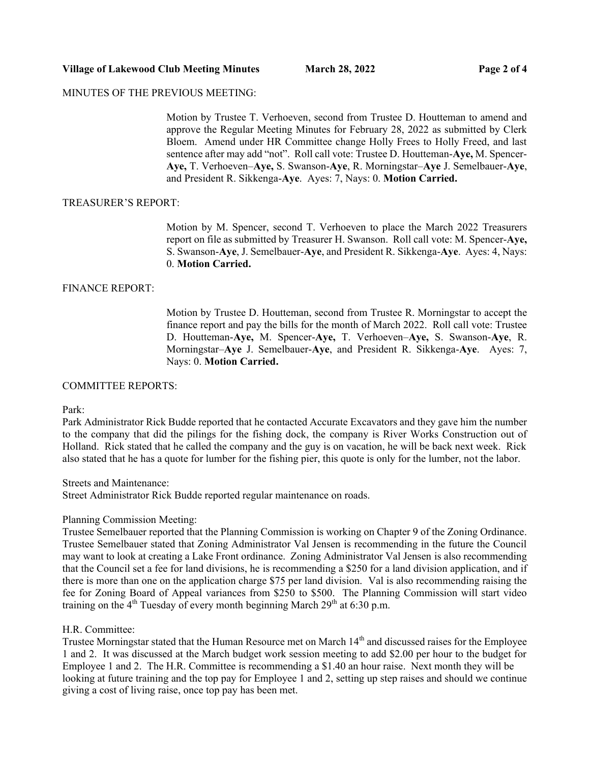MINUTES OF THE PREVIOUS MEETING:

Motion by Trustee T. Verhoeven, second from Trustee D. Houtteman to amend and approve the Regular Meeting Minutes for February 28, 2022 as submitted by Clerk Bloem. Amend under HR Committee change Holly Frees to Holly Freed, and last sentence after may add "not". Roll call vote: Trustee D. Houtteman-**Aye,** M. Spencer-**Aye,** T. Verhoeven–**Aye,** S. Swanson-**Aye**, R. Morningstar–**Aye** J. Semelbauer-**Aye**, and President R. Sikkenga-**Aye**. Ayes: 7, Nays: 0. **Motion Carried.**

TREASURER'S REPORT:

Motion by M. Spencer, second T. Verhoeven to place the March 2022 Treasurers report on file as submitted by Treasurer H. Swanson. Roll call vote: M. Spencer-**Aye,** S. Swanson-**Aye**, J. Semelbauer-**Aye**, and President R. Sikkenga-**Aye**. Ayes: 4, Nays: 0. **Motion Carried.**

FINANCE REPORT:

Motion by Trustee D. Houtteman, second from Trustee R. Morningstar to accept the finance report and pay the bills for the month of March 2022. Roll call vote: Trustee D. Houtteman-**Aye,** M. Spencer-**Aye,** T. Verhoeven–**Aye,** S. Swanson-**Aye**, R. Morningstar–**Aye** J. Semelbauer-**Aye**, and President R. Sikkenga-**Aye**. Ayes: 7, Nays: 0. **Motion Carried.**

COMMITTEE REPORTS:

Park:
Park Administrator Rick Budde reported that he contacted Accurate Excavators and they gave him the number to the company that did the pilings for the fishing dock, the company is River Works Construction out of Holland. Rick stated that he called the company and the guy is on vacation, he will be back next week. Rick also stated that he has a quote for lumber for the fishing pier, this quote is only for the lumber, not the labor.

Streets and Maintenance:
Street Administrator Rick Budde reported regular maintenance on roads.

Planning Commission Meeting:
Trustee Semelbauer reported that the Planning Commission is working on Chapter 9 of the Zoning Ordinance. Trustee Semelbauer stated that Zoning Administrator Val Jensen is recommending in the future the Council may want to look at creating a Lake Front ordinance. Zoning Administrator Val Jensen is also recommending that the Council set a fee for land divisions, he is recommending a $250 for a land division application, and if there is more than one on the application charge $75 per land division. Val is also recommending raising the fee for Zoning Board of Appeal variances from $250 to $500. The Planning Commission will start video training on the 4th Tuesday of every month beginning March 29th at 6:30 p.m.

H.R. Committee:
Trustee Morningstar stated that the Human Resource met on March 14th and discussed raises for the Employee 1 and 2. It was discussed at the March budget work session meeting to add $2.00 per hour to the budget for Employee 1 and 2. The H.R. Committee is recommending a $1.40 an hour raise. Next month they will be looking at future training and the top pay for Employee 1 and 2, setting up step raises and should we continue giving a cost of living raise, once top pay has been met.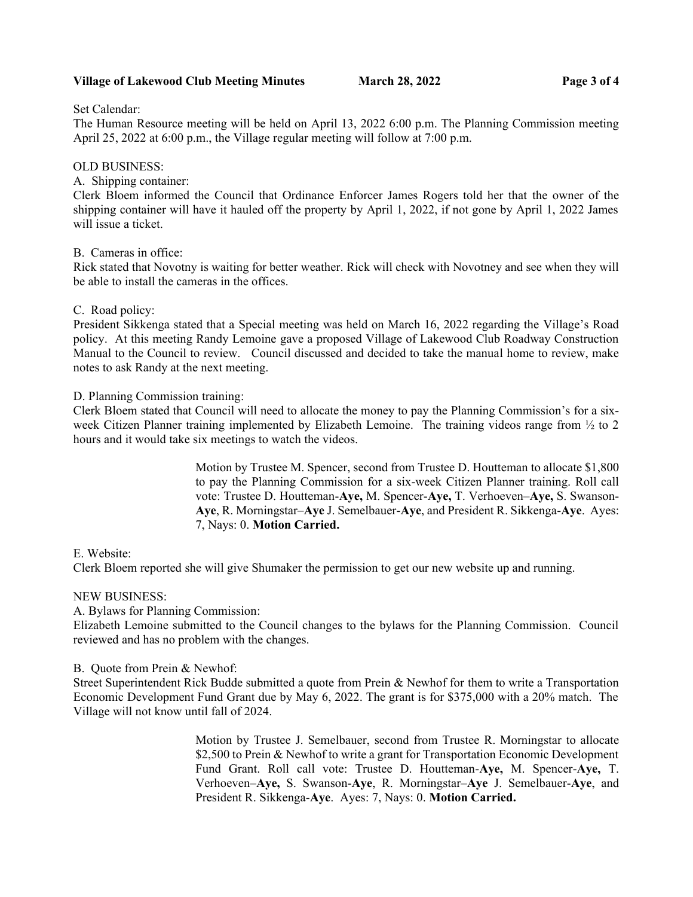Set Calendar:
The Human Resource meeting will be held on April 13, 2022 6:00 p.m. The Planning Commission meeting April 25, 2022 at 6:00 p.m., the Village regular meeting will follow at 7:00 p.m.

OLD BUSINESS:

A. Shipping container:
Clerk Bloem informed the Council that Ordinance Enforcer James Rogers told her that the owner of the shipping container will have it hauled off the property by April 1, 2022, if not gone by April 1, 2022 James will issue a ticket.

B. Cameras in office:
Rick stated that Novotny is waiting for better weather. Rick will check with Novotney and see when they will be able to install the cameras in the offices.

C. Road policy:
President Sikkenga stated that a Special meeting was held on March 16, 2022 regarding the Village's Road policy. At this meeting Randy Lemoine gave a proposed Village of Lakewood Club Roadway Construction Manual to the Council to review. Council discussed and decided to take the manual home to review, make notes to ask Randy at the next meeting.

D. Planning Commission training:
Clerk Bloem stated that Council will need to allocate the money to pay the Planning Commission's for a six-week Citizen Planner training implemented by Elizabeth Lemoine. The training videos range from ½ to 2 hours and it would take six meetings to watch the videos.

> Motion by Trustee M. Spencer, second from Trustee D. Houtteman to allocate $1,800 to pay the Planning Commission for a six-week Citizen Planner training. Roll call vote: Trustee D. Houtteman-**Aye,** M. Spencer-**Aye,** T. Verhoeven–**Aye,** S. Swanson-**Aye**, R. Morningstar–**Aye** J. Semelbauer-**Aye**, and President R. Sikkenga-**Aye**. Ayes: 7, Nays: 0. **Motion Carried.**

E. Website:
Clerk Bloem reported she will give Shumaker the permission to get our new website up and running.

NEW BUSINESS:

A. Bylaws for Planning Commission:
Elizabeth Lemoine submitted to the Council changes to the bylaws for the Planning Commission. Council reviewed and has no problem with the changes.

B. Quote from Prein & Newhof:
Street Superintendent Rick Budde submitted a quote from Prein & Newhof for them to write a Transportation Economic Development Fund Grant due by May 6, 2022. The grant is for $375,000 with a 20% match. The Village will not know until fall of 2024.

> Motion by Trustee J. Semelbauer, second from Trustee R. Morningstar to allocate $2,500 to Prein & Newhof to write a grant for Transportation Economic Development Fund Grant. Roll call vote: Trustee D. Houtteman-**Aye,** M. Spencer-**Aye,** T. Verhoeven–**Aye,** S. Swanson-**Aye**, R. Morningstar–**Aye** J. Semelbauer-**Aye**, and President R. Sikkenga-**Aye**. Ayes: 7, Nays: 0. **Motion Carried.**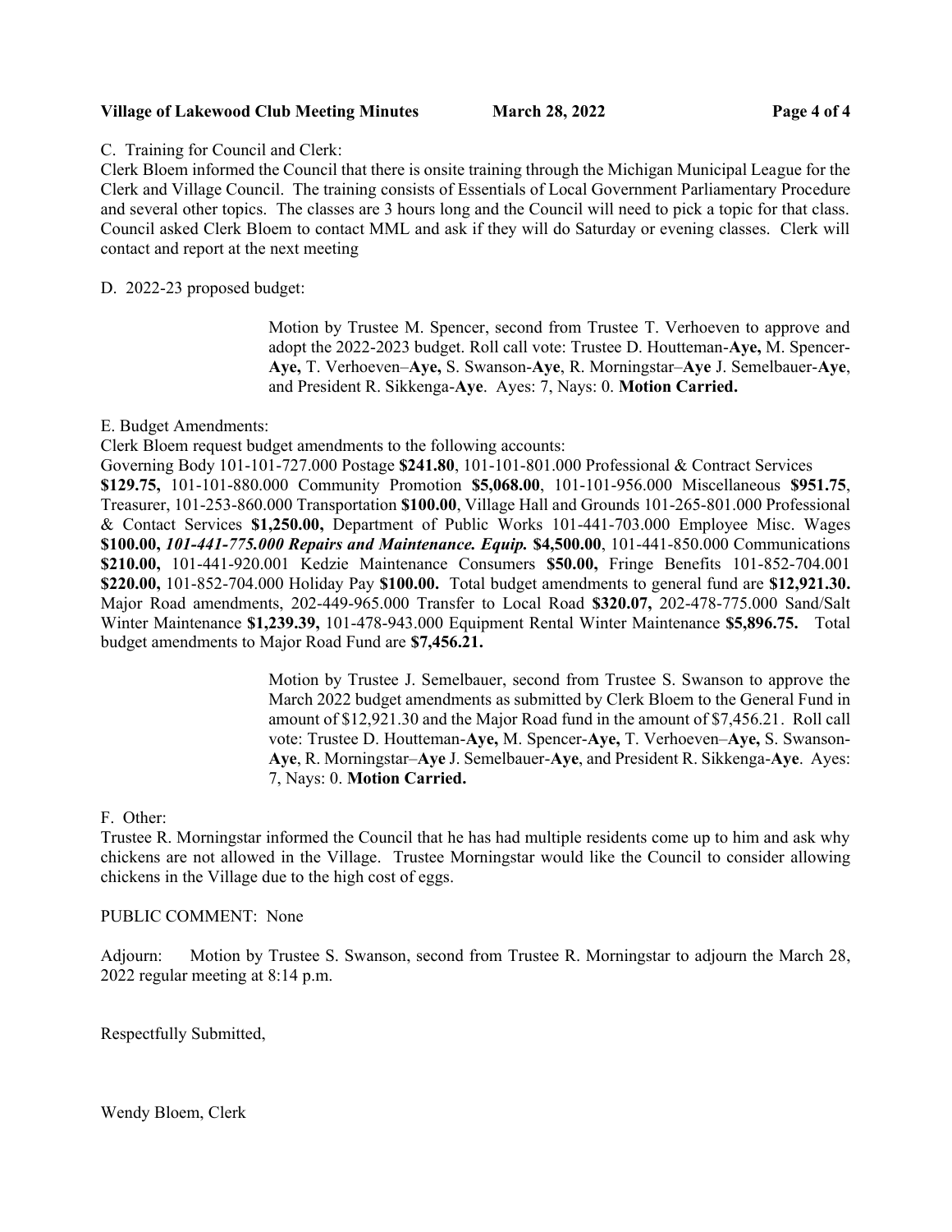C. Training for Council and Clerk:

Clerk Bloem informed the Council that there is onsite training through the Michigan Municipal League for the Clerk and Village Council. The training consists of Essentials of Local Government Parliamentary Procedure and several other topics. The classes are 3 hours long and the Council will need to pick a topic for that class. Council asked Clerk Bloem to contact MML and ask if they will do Saturday or evening classes. Clerk will contact and report at the next meeting

D. 2022-23 proposed budget:

> Motion by Trustee M. Spencer, second from Trustee T. Verhoeven to approve and adopt the 2022-2023 budget. Roll call vote: Trustee D. Houtteman-**Aye,** M. Spencer-**Aye,** T. Verhoeven–**Aye,** S. Swanson-**Aye**, R. Morningstar–**Aye** J. Semelbauer-**Aye**, and President R. Sikkenga-**Aye**. Ayes: 7, Nays: 0. **Motion Carried.**

E. Budget Amendments:

Clerk Bloem request budget amendments to the following accounts:

Governing Body 101-101-727.000 Postage **$241.80**, 101-101-801.000 Professional & Contract Services **$129.75,** 101-101-880.000 Community Promotion **$5,068.00**, 101-101-956.000 Miscellaneous **$951.75**, Treasurer, 101-253-860.000 Transportation **$100.00**, Village Hall and Grounds 101-265-801.000 Professional & Contact Services **$1,250.00,** Department of Public Works 101-441-703.000 Employee Misc. Wages **$100.00,** ***101-441-775.000 Repairs and Maintenance. Equip.*** **$4,500.00**, 101-441-850.000 Communications **$210.00,** 101-441-920.001 Kedzie Maintenance Consumers **$50.00,** Fringe Benefits 101-852-704.001 **$220.00,** 101-852-704.000 Holiday Pay **$100.00.** Total budget amendments to general fund are **$12,921.30.** Major Road amendments, 202-449-965.000 Transfer to Local Road **$320.07,** 202-478-775.000 Sand/Salt Winter Maintenance **$1,239.39,** 101-478-943.000 Equipment Rental Winter Maintenance **$5,896.75.** Total budget amendments to Major Road Fund are **$7,456.21.**

> Motion by Trustee J. Semelbauer, second from Trustee S. Swanson to approve the March 2022 budget amendments as submitted by Clerk Bloem to the General Fund in amount of $12,921.30 and the Major Road fund in the amount of $7,456.21. Roll call vote: Trustee D. Houtteman-**Aye,** M. Spencer-**Aye,** T. Verhoeven–**Aye,** S. Swanson-**Aye**, R. Morningstar–**Aye** J. Semelbauer-**Aye**, and President R. Sikkenga-**Aye**. Ayes: 7, Nays: 0. **Motion Carried.**

F. Other:

Trustee R. Morningstar informed the Council that he has had multiple residents come up to him and ask why chickens are not allowed in the Village. Trustee Morningstar would like the Council to consider allowing chickens in the Village due to the high cost of eggs.

PUBLIC COMMENT: None

Adjourn: Motion by Trustee S. Swanson, second from Trustee R. Morningstar to adjourn the March 28, 2022 regular meeting at 8:14 p.m.

Respectfully Submitted,

Wendy Bloem, Clerk